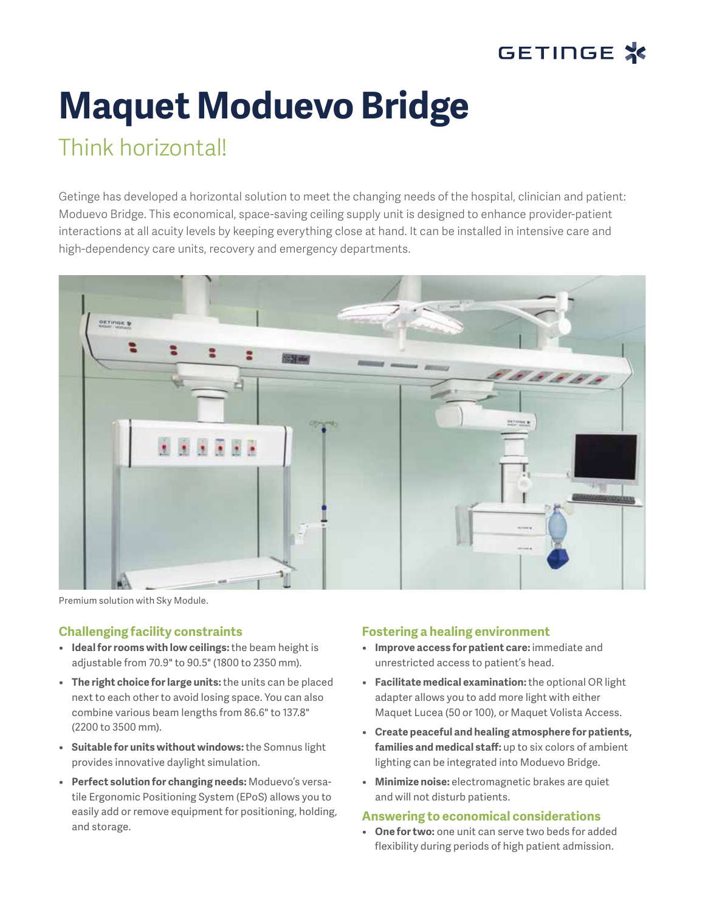# Maquet Moduevo Bridge

## Think horizontal!

Getinge has developed a horizontal solution to meet the changing needs of the hospital, clinician and patient: Moduevo Bridge. This economical, space-saving ceiling supply unit is designed to enhance provider-patient interactions at all acuity levels by keeping everything close at hand. It can be installed in intensive care and high-dependency care units, recovery and emergency departments.

Premium solution with Sky Module.

### Challenging facility constraints

- **Ideal for rooms with low ceilings:** the beam height is adjustable from 70.9" to 90.5" (1800 to 2350 mm).
- **The right choice for large units:** the units can be placed next to each other to avoid losing space. You can also combine various beam lengths from 86.6" to 137.8" (2200 to 3500 mm).
- **Suitable for units without windows:** the Somnus light provides innovative daylight simulation.
- **Perfect solution for changing needs:** Moduevo's versatile Ergonomic Positioning System (EPoS) allows you to easily add or remove equipment for positioning, holding, and storage.

### Fostering a healing environment

- **Improve access for patient care:** immediate and unrestricted access to patient's head.
- **Facilitate medical examination:** the optional OR light adapter allows you to add more light with either Maquet Lucea (50 or 100), or Maquet Volista Access.
- **Create peaceful and healing atmosphere for patients, families and medical staff:** up to six colors of ambient lighting can be integrated into Moduevo Bridge.
- **Minimize noise:** electromagnetic brakes are quiet and will not disturb patients.

### Answering to economical considerations

- **One for two:** one unit can serve two beds for added flexibility during periods of high patient admission.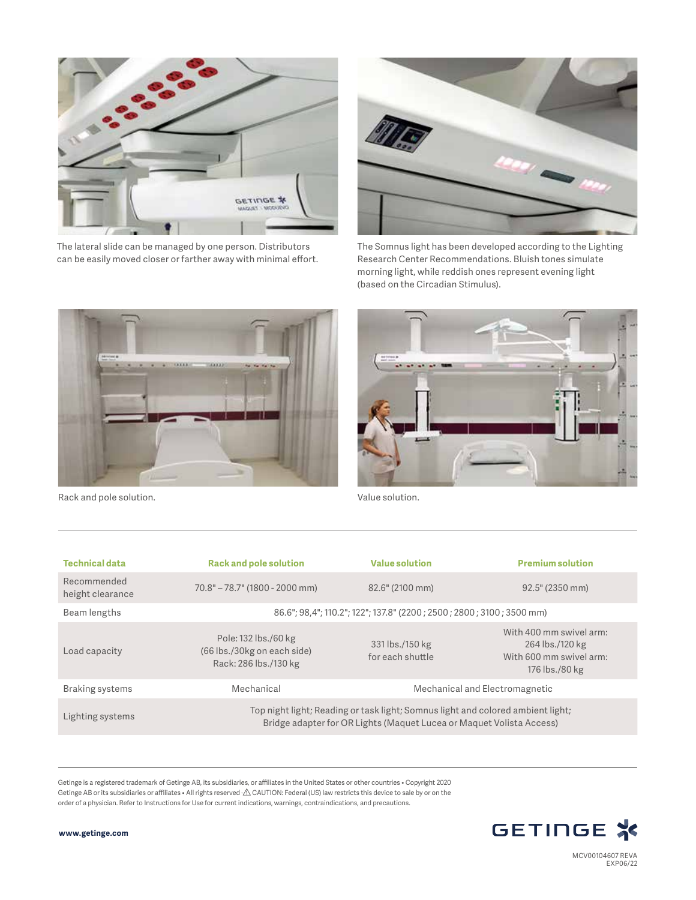The lateral slide can be managed by one person. Distributors can be easily moved closer or farther away with minimal effort.

The Somnus light has been developed according to the Lighting Research Center Recommendations. Bluish tones simulate morning light, while reddish ones represent evening light (based on the Circadian Stimulus).

Rack and pole solution.

Value solution.

| Technical data | Rack and pole solution | Value solution | Premium solution |
|---|---|---|---|
| Recommended height clearance | 70.8" – 78.7" (1800 - 2000 mm) | 82.6" (2100 mm) | 92.5" (2350 mm) |
| Beam lengths | 86.6"; 98,4"; 110.2"; 122"; 137.8" (2200 ; 2500 ; 2800 ; 3100 ; 3500 mm) | | |
| Load capacity | Pole: 132 lbs./60 kg (66 lbs./30kg on each side) Rack: 286 lbs./130 kg | 331 lbs./150 kg for each shuttle | With 400 mm swivel arm: 264 lbs./120 kg With 600 mm swivel arm: 176 lbs./80 kg |
| Braking systems | Mechanical | Mechanical and Electromagnetic | |
| Lighting systems | Top night light; Reading or task light; Somnus light and colored ambient light; Bridge adapter for OR Lights (Maquet Lucea or Maquet Volista Access) | | |

Getinge is a registered trademark of Getinge AB, its subsidiaries, or affiliates in the United States or other countries • Copyright 2020 Getinge AB or its subsidiaries or affiliates • All rights reserved · ⚠ CAUTION: Federal (US) law restricts this device to sale by or on the order of a physician. Refer to Instructions for Use for current indications, warnings, contraindications, and precautions.

**www.getinge.com**

GETINGE

MCV00104607 REVA
EXP06/22